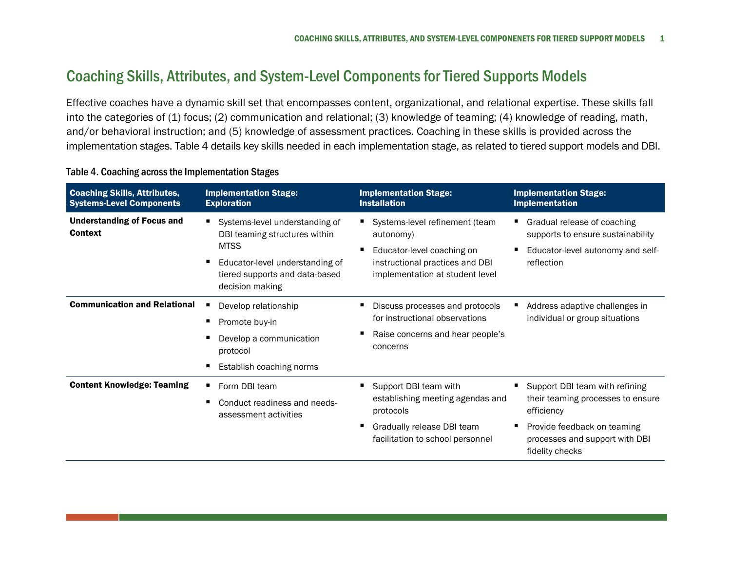# Coaching Skills, Attributes, and System-Level Components for Tiered Supports Models

Effective coaches have a dynamic skill set that encompasses content, organizational, and relational expertise. These skills fall into the categories of (1) focus; (2) communication and relational; (3) knowledge of teaming; (4) knowledge of reading, math, and/or behavioral instruction; and (5) knowledge of assessment practices. Coaching in these skills is provided across the implementation stages. Table 4 details key skills needed in each implementation stage, as related to tiered support models and DBI.

Table 4. Coaching across the Implementation Stages

| Coaching Skills, Attributes, Systems-Level Components | Implementation Stage: Exploration | Implementation Stage: Installation | Implementation Stage: Implementation |
|---|---|---|---|
| **Understanding of Focus and Context** | ▪ Systems-level understanding of DBI teaming structures within MTSS<br>▪ Educator-level understanding of tiered supports and data-based decision making | ▪ Systems-level refinement (team autonomy)<br>▪ Educator-level coaching on instructional practices and DBI implementation at student level | ▪ Gradual release of coaching supports to ensure sustainability<br>▪ Educator-level autonomy and self-reflection |
| **Communication and Relational** | ▪ Develop relationship<br>▪ Promote buy-in<br>▪ Develop a communication protocol<br>▪ Establish coaching norms | ▪ Discuss processes and protocols for instructional observations<br>▪ Raise concerns and hear people's concerns | ▪ Address adaptive challenges in individual or group situations |
| **Content Knowledge: Teaming** | ▪ Form DBI team<br>▪ Conduct readiness and needs-assessment activities | ▪ Support DBI team with establishing meeting agendas and protocols<br>▪ Gradually release DBI team facilitation to school personnel | ▪ Support DBI team with refining their teaming processes to ensure efficiency<br>▪ Provide feedback on teaming processes and support with DBI fidelity checks |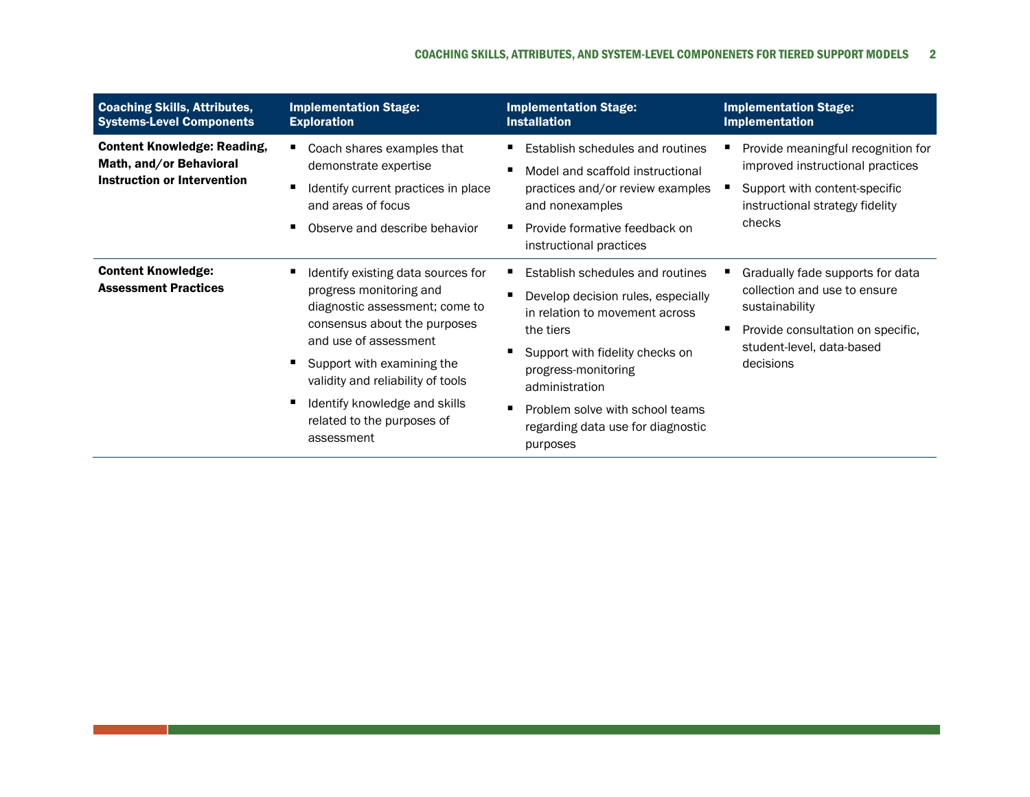| Coaching Skills, Attributes, Systems-Level Components | Implementation Stage: Exploration | Implementation Stage: Installation | Implementation Stage: Implementation |
|---|---|---|---|
| **Content Knowledge: Reading, Math, and/or Behavioral Instruction or Intervention** | ▪ Coach shares examples that demonstrate expertise<br>▪ Identify current practices in place and areas of focus<br>▪ Observe and describe behavior | ▪ Establish schedules and routines<br>▪ Model and scaffold instructional practices and/or review examples and nonexamples<br>▪ Provide formative feedback on instructional practices | ▪ Provide meaningful recognition for improved instructional practices<br>▪ Support with content-specific instructional strategy fidelity checks |
| **Content Knowledge: Assessment Practices** | ▪ Identify existing data sources for progress monitoring and diagnostic assessment; come to consensus about the purposes and use of assessment<br>▪ Support with examining the validity and reliability of tools<br>▪ Identify knowledge and skills related to the purposes of assessment | ▪ Establish schedules and routines<br>▪ Develop decision rules, especially in relation to movement across the tiers<br>▪ Support with fidelity checks on progress-monitoring administration<br>▪ Problem solve with school teams regarding data use for diagnostic purposes | ▪ Gradually fade supports for data collection and use to ensure sustainability<br>▪ Provide consultation on specific, student-level, data-based decisions |